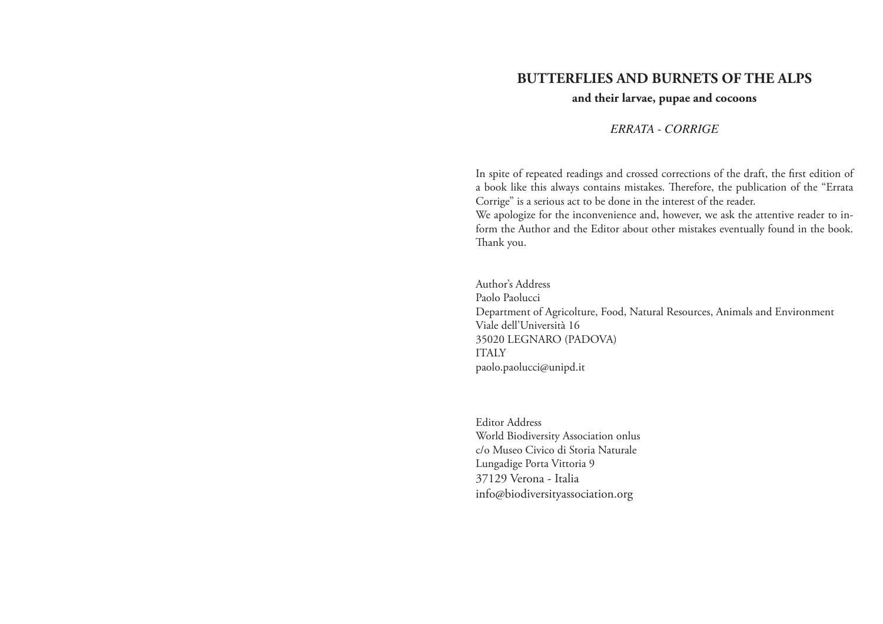# BUTTERFLIES AND BURNETS OF THE ALPS

**and their larvae, pupae and cocoons**

*ERRATA - CORRIGE*

In spite of repeated readings and crossed corrections of the draft, the first edition of a book like this always contains mistakes. Therefore, the publication of the "Errata Corrige" is a serious act to be done in the interest of the reader.
We apologize for the inconvenience and, however, we ask the attentive reader to inform the Author and the Editor about other mistakes eventually found in the book. Thank you.

Author's Address
Paolo Paolucci
Department of Agricolture, Food, Natural Resources, Animals and Environment
Viale dell'Università 16
35020 LEGNARO (PADOVA)
ITALY
paolo.paolucci@unipd.it

Editor Address
World Biodiversity Association onlus
c/o Museo Civico di Storia Naturale
Lungadige Porta Vittoria 9
37129 Verona - Italia
info@biodiversityassociation.org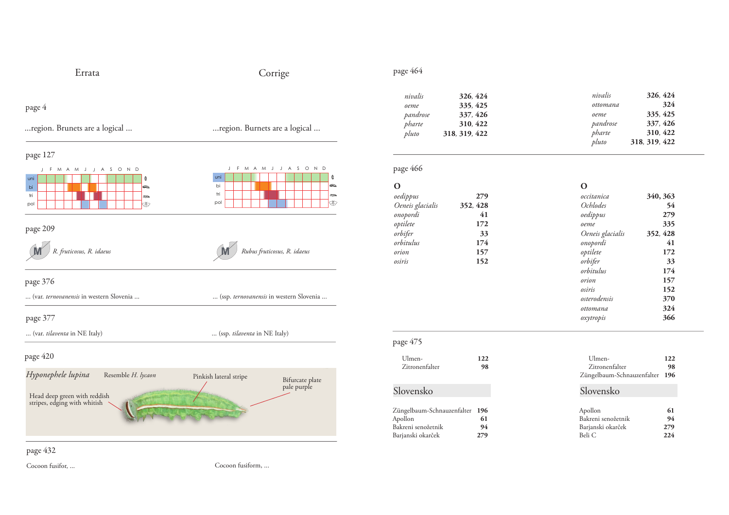| Errata | Corrige |
|---|---|
| **page 4** | |
| ...region. Brunets are a logical ... | ...region. Burnets are a logical ... |
| **page 127** | |
| J F M A M J J A S O N D / uni / bi / tri / pol | J F M A M J J A S O N D / uni / bi / tri / pol |
| **page 209** | |
| M *R. fruticosus, R. idaeus* | M *Rubus fruticosus, R. idaeus* |
| **page 376** | |
| ... (var. *ternovanensis* in western Slovenia ... | ... (ssp. *ternovanensis* in western Slovenia ... |
| **page 377** | |
| ... (var. *tilaventa* in NE Italy) | ... (ssp. *tilaventa* in NE Italy) |

page 420

*Hyponephele lupina* Resemble *H. lycaon*

Pinkish lateral stripe

Bifurcate plate pale purple

Head deep green with reddish stripes, edging with whitish

| Errata | Corrige |
|---|---|
| **page 432** | |
| Cocoon fusifor, ... | Cocoon fusiform, ... |

page 464

Errata:

| | |
|---|---|
| *nivalis* | **326**, **424** |
| *oeme* | **335**, **425** |
| *pandrose* | **337**, **426** |
| *pharte* | **310**, **422** |
| *pluto* | **318**, **319**, **422** |

Corrige:

| | |
|---|---|
| *nivalis* | **326**, **424** |
| *ottomana* | **324** |
| *oeme* | **335**, **425** |
| *pandrose* | **337**, **426** |
| *pharte* | **310**, **422** |
| *pluto* | **318**, **319**, **422** |

page 466

Errata:

**O**

| | |
|---|---|
| *oedippus* | **279** |
| *Oeneis glacialis* | **352**, **428** |
| *onopordi* | **41** |
| *optilete* | **172** |
| *orbifer* | **33** |
| *orbitulus* | **174** |
| *orion* | **157** |
| *osiris* | **152** |

Corrige:

**O**

| | |
|---|---|
| *occitanica* | **340**, **363** |
| *Ochlodes* | **54** |
| *oedippus* | **279** |
| *oeme* | **335** |
| *Oeneis glacialis* | **352**, **428** |
| *onopordi* | **41** |
| *optilete* | **172** |
| *orbifer* | **33** |
| *orbitulus* | **174** |
| *orion* | **157** |
| *osiris* | **152** |
| *osterodensis* | **370** |
| *ottomana* | **324** |
| *oxytropis* | **366** |

page 475

Errata:

| | |
|---|---|
| Ulmen- | **122** |
| Zitronenfalter | **98** |

Slovensko

| | |
|---|---|
| Züngelbaum-Schnauzenfalter | **196** |
| Apollon | **61** |
| Bakreni senožetnik | **94** |
| Barjanski okarček | **279** |

Corrige:

| | |
|---|---|
| Ulmen- | **122** |
| Zitronenfalter | **98** |
| Züngelbaum-Schnauzenfalter | **196** |

Slovensko

| | |
|---|---|
| Apollon | **61** |
| Bakreni senožetnik | **94** |
| Barjanski okarček | **279** |
| Beli C | **224** |